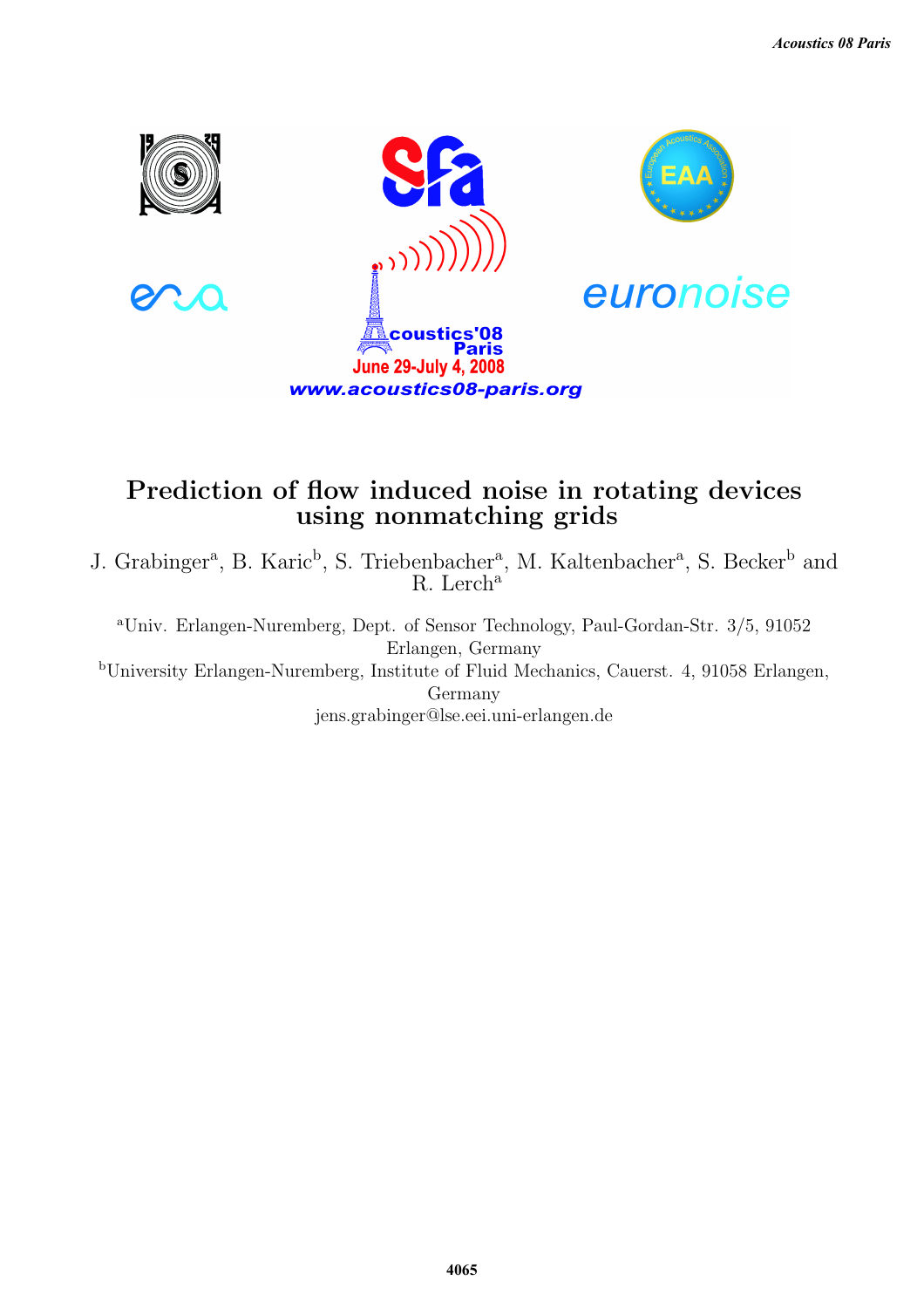# Prediction of flow induced noise in rotating devices using nonmatching grids

J. Grabinger[a], B. Karic[b], S. Triebenbacher[a], M. Kaltenbacher[a], S. Becker[b] and R. Lerch[a]

[a]Univ. Erlangen-Nuremberg, Dept. of Sensor Technology, Paul-Gordan-Str. 3/5, 91052 Erlangen, Germany

[b]University Erlangen-Nuremberg, Institute of Fluid Mechanics, Cauerst. 4, 91058 Erlangen, Germany

jens.grabinger@lse.eei.uni-erlangen.de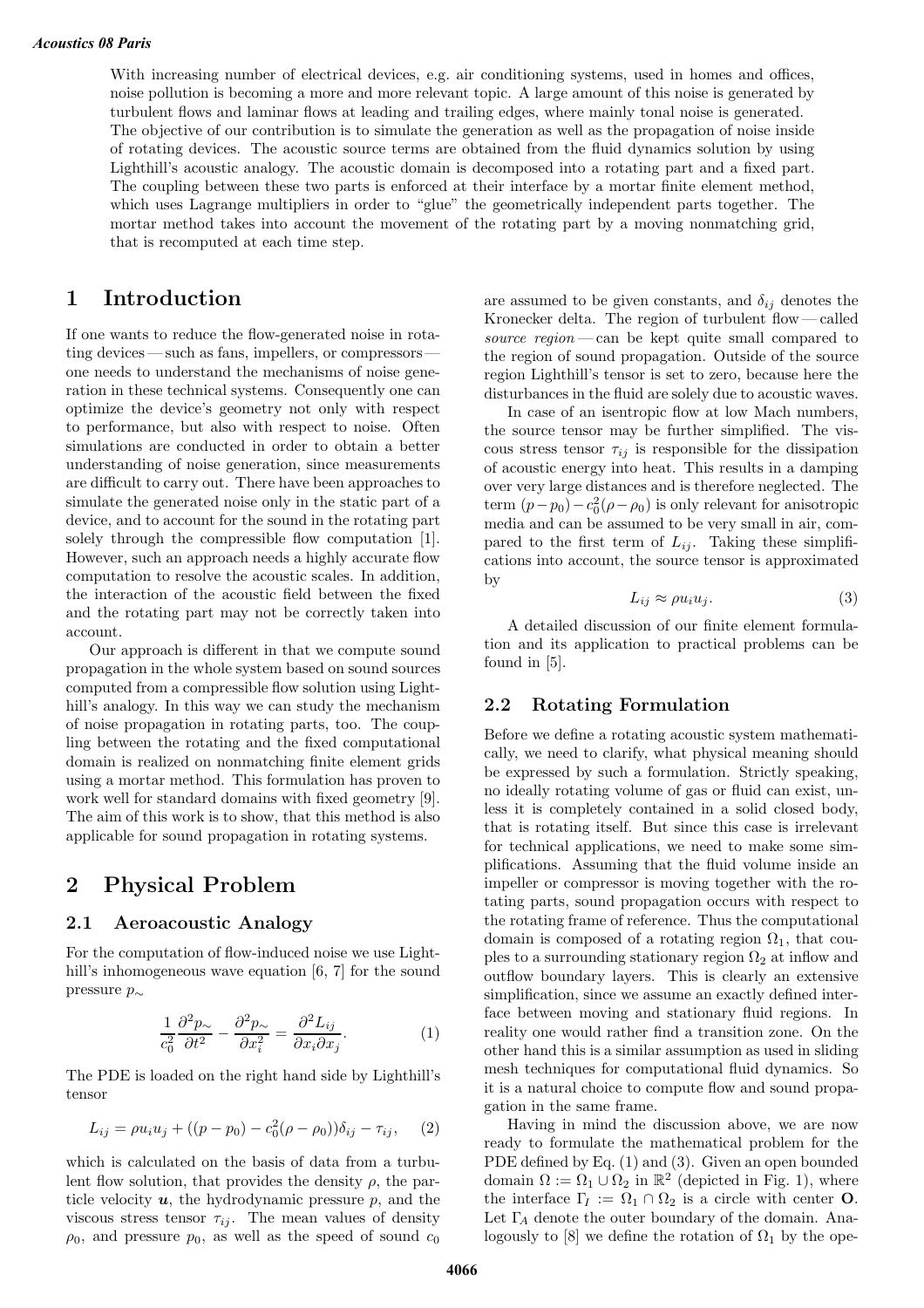With increasing number of electrical devices, e.g. air conditioning systems, used in homes and offices, noise pollution is becoming a more and more relevant topic. A large amount of this noise is generated by turbulent flows and laminar flows at leading and trailing edges, where mainly tonal noise is generated. The objective of our contribution is to simulate the generation as well as the propagation of noise inside of rotating devices. The acoustic source terms are obtained from the fluid dynamics solution by using Lighthill's acoustic analogy. The acoustic domain is decomposed into a rotating part and a fixed part. The coupling between these two parts is enforced at their interface by a mortar finite element method, which uses Lagrange multipliers in order to "glue" the geometrically independent parts together. The mortar method takes into account the movement of the rotating part by a moving nonmatching grid, that is recomputed at each time step.

# 1 Introduction

If one wants to reduce the flow-generated noise in rotating devices — such as fans, impellers, or compressors — one needs to understand the mechanisms of noise generation in these technical systems. Consequently one can optimize the device's geometry not only with respect to performance, but also with respect to noise. Often simulations are conducted in order to obtain a better understanding of noise generation, since measurements are difficult to carry out. There have been approaches to simulate the generated noise only in the static part of a device, and to account for the sound in the rotating part solely through the compressible flow computation [1]. However, such an approach needs a highly accurate flow computation to resolve the acoustic scales. In addition, the interaction of the acoustic field between the fixed and the rotating part may not be correctly taken into account.

Our approach is different in that we compute sound propagation in the whole system based on sound sources computed from a compressible flow solution using Lighthill's analogy. In this way we can study the mechanism of noise propagation in rotating parts, too. The coupling between the rotating and the fixed computational domain is realized on nonmatching finite element grids using a mortar method. This formulation has proven to work well for standard domains with fixed geometry [9]. The aim of this work is to show, that this method is also applicable for sound propagation in rotating systems.

# 2 Physical Problem

## 2.1 Aeroacoustic Analogy

For the computation of flow-induced noise we use Lighthill's inhomogeneous wave equation [6, 7] for the sound pressure $p_\sim$

$$\frac{1}{c_0^2}\frac{\partial^2 p_\sim}{\partial t^2} - \frac{\partial^2 p_\sim}{\partial x_i^2} = \frac{\partial^2 L_{ij}}{\partial x_i \partial x_j}. \tag{1}$$

The PDE is loaded on the right hand side by Lighthill's tensor

$$L_{ij} = \rho u_i u_j + ((p - p_0) - c_0^2(\rho - \rho_0))\delta_{ij} - \tau_{ij}, \tag{2}$$

which is calculated on the basis of data from a turbulent flow solution, that provides the density $\rho$, the particle velocity $\boldsymbol{u}$, the hydrodynamic pressure $p$, and the viscous stress tensor $\tau_{ij}$. The mean values of density $\rho_0$, and pressure $p_0$, as well as the speed of sound $c_0$ are assumed to be given constants, and $\delta_{ij}$ denotes the Kronecker delta. The region of turbulent flow — called *source region* — can be kept quite small compared to the region of sound propagation. Outside of the source region Lighthill's tensor is set to zero, because here the disturbances in the fluid are solely due to acoustic waves.

In case of an isentropic flow at low Mach numbers, the source tensor may be further simplified. The viscous stress tensor $\tau_{ij}$ is responsible for the dissipation of acoustic energy into heat. This results in a damping over very large distances and is therefore neglected. The term $(p-p_0) - c_0^2(\rho - \rho_0)$ is only relevant for anisotropic media and can be assumed to be very small in air, compared to the first term of $L_{ij}$. Taking these simplifications into account, the source tensor is approximated by

$$L_{ij} \approx \rho u_i u_j. \tag{3}$$

A detailed discussion of our finite element formulation and its application to practical problems can be found in [5].

## 2.2 Rotating Formulation

Before we define a rotating acoustic system mathematically, we need to clarify, what physical meaning should be expressed by such a formulation. Strictly speaking, no ideally rotating volume of gas or fluid can exist, unless it is completely contained in a solid closed body, that is rotating itself. But since this case is irrelevant for technical applications, we need to make some simplifications. Assuming that the fluid volume inside an impeller or compressor is moving together with the rotating parts, sound propagation occurs with respect to the rotating frame of reference. Thus the computational domain is composed of a rotating region $\Omega_1$, that couples to a surrounding stationary region $\Omega_2$ at inflow and outflow boundary layers. This is clearly an extensive simplification, since we assume an exactly defined interface between moving and stationary fluid regions. In reality one would rather find a transition zone. On the other hand this is a similar assumption as used in sliding mesh techniques for computational fluid dynamics. So it is a natural choice to compute flow and sound propagation in the same frame.

Having in mind the discussion above, we are now ready to formulate the mathematical problem for the PDE defined by Eq. (1) and (3). Given an open bounded domain $\Omega := \Omega_1 \cup \Omega_2$ in $\mathbb{R}^2$ (depicted in Fig. 1), where the interface $\Gamma_I := \Omega_1 \cap \Omega_2$ is a circle with center $\mathbf{O}$. Let $\Gamma_A$ denote the outer boundary of the domain. Analogously to [8] we define the rotation of $\Omega_1$ by the ope-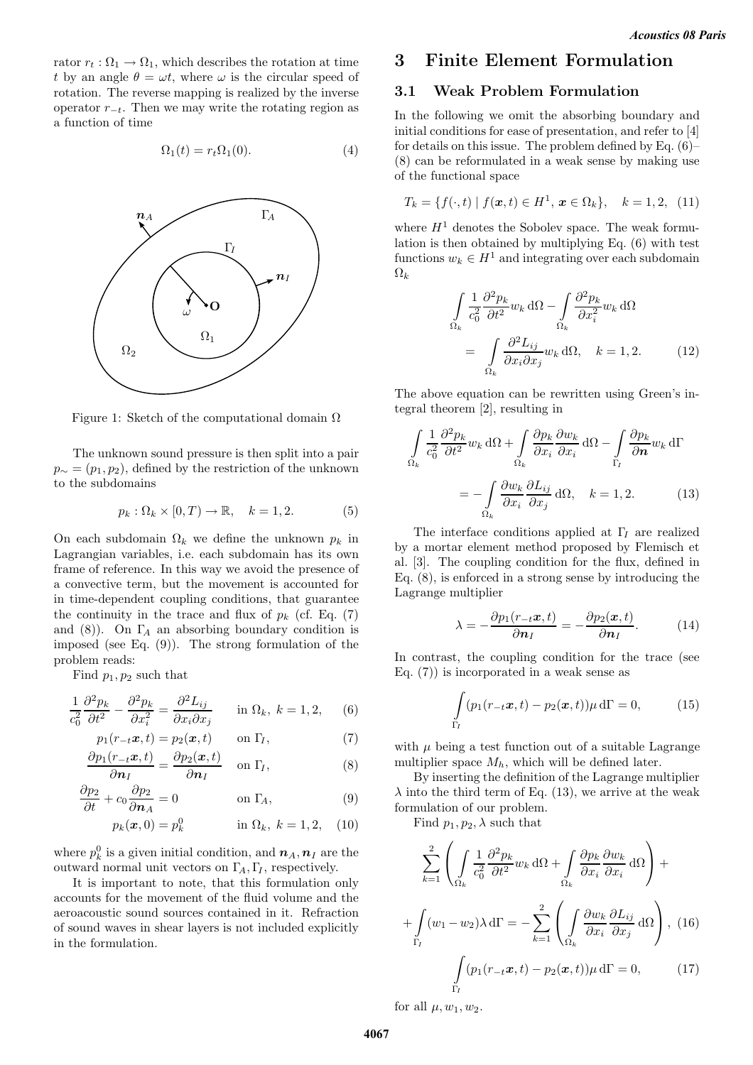rator $r_t : \Omega_1 \to \Omega_1$, which describes the rotation at time $t$ by an angle $\theta = \omega t$, where $\omega$ is the circular speed of rotation. The reverse mapping is realized by the inverse operator $r_{-t}$. Then we may write the rotating region as a function of time

$$\Omega_1(t) = r_t \Omega_1(0). \tag{4}$$

Figure 1: Sketch of the computational domain $\Omega$

The unknown sound pressure is then split into a pair $p_\sim = (p_1, p_2)$, defined by the restriction of the unknown to the subdomains

$$p_k : \Omega_k \times [0, T) \to \mathbb{R}, \quad k = 1, 2. \tag{5}$$

On each subdomain $\Omega_k$ we define the unknown $p_k$ in Lagrangian variables, i.e. each subdomain has its own frame of reference. In this way we avoid the presence of a convective term, but the movement is accounted for in time-dependent coupling conditions, that guarantee the continuity in the trace and flux of $p_k$ (cf. Eq. (7) and (8)). On $\Gamma_A$ an absorbing boundary condition is imposed (see Eq. (9)). The strong formulation of the problem reads:

Find $p_1, p_2$ such that

$$\frac{1}{c_0^2} \frac{\partial^2 p_k}{\partial t^2} - \frac{\partial^2 p_k}{\partial x_i^2} = \frac{\partial^2 L_{ij}}{\partial x_i \partial x_j} \quad \text{in } \Omega_k,\ k = 1, 2, \tag{6}$$

$$p_1(r_{-t}\boldsymbol{x}, t) = p_2(\boldsymbol{x}, t) \quad \text{on } \Gamma_I, \tag{7}$$

$$\frac{\partial p_1(r_{-t}\boldsymbol{x}, t)}{\partial \boldsymbol{n}_I} = \frac{\partial p_2(\boldsymbol{x}, t)}{\partial \boldsymbol{n}_I} \quad \text{on } \Gamma_I, \tag{8}$$

$$\frac{\partial p_2}{\partial t} + c_0 \frac{\partial p_2}{\partial \boldsymbol{n}_A} = 0 \quad \text{on } \Gamma_A, \tag{9}$$

$$p_k(\boldsymbol{x}, 0) = p_k^0 \quad \text{in } \Omega_k,\ k = 1, 2, \tag{10}$$

where $p_k^0$ is a given initial condition, and $\boldsymbol{n}_A, \boldsymbol{n}_I$ are the outward normal unit vectors on $\Gamma_A, \Gamma_I$, respectively.

It is important to note, that this formulation only accounts for the movement of the fluid volume and the aeroacoustic sound sources contained in it. Refraction of sound waves in shear layers is not included explicitly in the formulation.

# 3 Finite Element Formulation

## 3.1 Weak Problem Formulation

In the following we omit the absorbing boundary and initial conditions for ease of presentation, and refer to [4] for details on this issue. The problem defined by Eq. (6)–(8) can be reformulated in a weak sense by making use of the functional space

$$T_k = \{f(\cdot, t) \mid f(\boldsymbol{x}, t) \in H^1,\ \boldsymbol{x} \in \Omega_k\}, \quad k = 1, 2, \tag{11}$$

where $H^1$ denotes the Sobolev space. The weak formulation is then obtained by multiplying Eq. (6) with test functions $w_k \in H^1$ and integrating over each subdomain $\Omega_k$

$$\int_{\Omega_k} \frac{1}{c_0^2} \frac{\partial^2 p_k}{\partial t^2} w_k \, d\Omega - \int_{\Omega_k} \frac{\partial^2 p_k}{\partial x_i^2} w_k \, d\Omega = \int_{\Omega_k} \frac{\partial^2 L_{ij}}{\partial x_i \partial x_j} w_k \, d\Omega, \quad k = 1, 2. \tag{12}$$

The above equation can be rewritten using Green's integral theorem [2], resulting in

$$\int_{\Omega_k} \frac{1}{c_0^2} \frac{\partial^2 p_k}{\partial t^2} w_k \, d\Omega + \int_{\Omega_k} \frac{\partial p_k}{\partial x_i} \frac{\partial w_k}{\partial x_i} \, d\Omega - \int_{\Gamma_I} \frac{\partial p_k}{\partial \boldsymbol{n}} w_k \, d\Gamma = -\int_{\Omega_k} \frac{\partial w_k}{\partial x_i} \frac{\partial L_{ij}}{\partial x_j} \, d\Omega, \quad k = 1, 2. \tag{13}$$

The interface conditions applied at $\Gamma_I$ are realized by a mortar element method proposed by Flemisch et al. [3]. The coupling condition for the flux, defined in Eq. (8), is enforced in a strong sense by introducing the Lagrange multiplier

$$\lambda = -\frac{\partial p_1(r_{-t}\boldsymbol{x}, t)}{\partial \boldsymbol{n}_I} = -\frac{\partial p_2(\boldsymbol{x}, t)}{\partial \boldsymbol{n}_I}. \tag{14}$$

In contrast, the coupling condition for the trace (see Eq. (7)) is incorporated in a weak sense as

$$\int_{\Gamma_I} (p_1(r_{-t}\boldsymbol{x}, t) - p_2(\boldsymbol{x}, t)) \mu \, d\Gamma = 0, \tag{15}$$

with $\mu$ being a test function out of a suitable Lagrange multiplier space $M_h$, which will be defined later.

By inserting the definition of the Lagrange multiplier $\lambda$ into the third term of Eq. (13), we arrive at the weak formulation of our problem.

Find $p_1, p_2, \lambda$ such that

$$\sum_{k=1}^{2} \left( \int_{\Omega_k} \frac{1}{c_0^2} \frac{\partial^2 p_k}{\partial t^2} w_k \, d\Omega + \int_{\Omega_k} \frac{\partial p_k}{\partial x_i} \frac{\partial w_k}{\partial x_i} \, d\Omega \right) + \int_{\Gamma_I} (w_1 - w_2) \lambda \, d\Gamma = -\sum_{k=1}^{2} \left( \int_{\Omega_k} \frac{\partial w_k}{\partial x_i} \frac{\partial L_{ij}}{\partial x_j} \, d\Omega \right), \tag{16}$$

$$\int_{\Gamma_I} (p_1(r_{-t}\boldsymbol{x}, t) - p_2(\boldsymbol{x}, t)) \mu \, d\Gamma = 0, \tag{17}$$

for all $\mu, w_1, w_2$.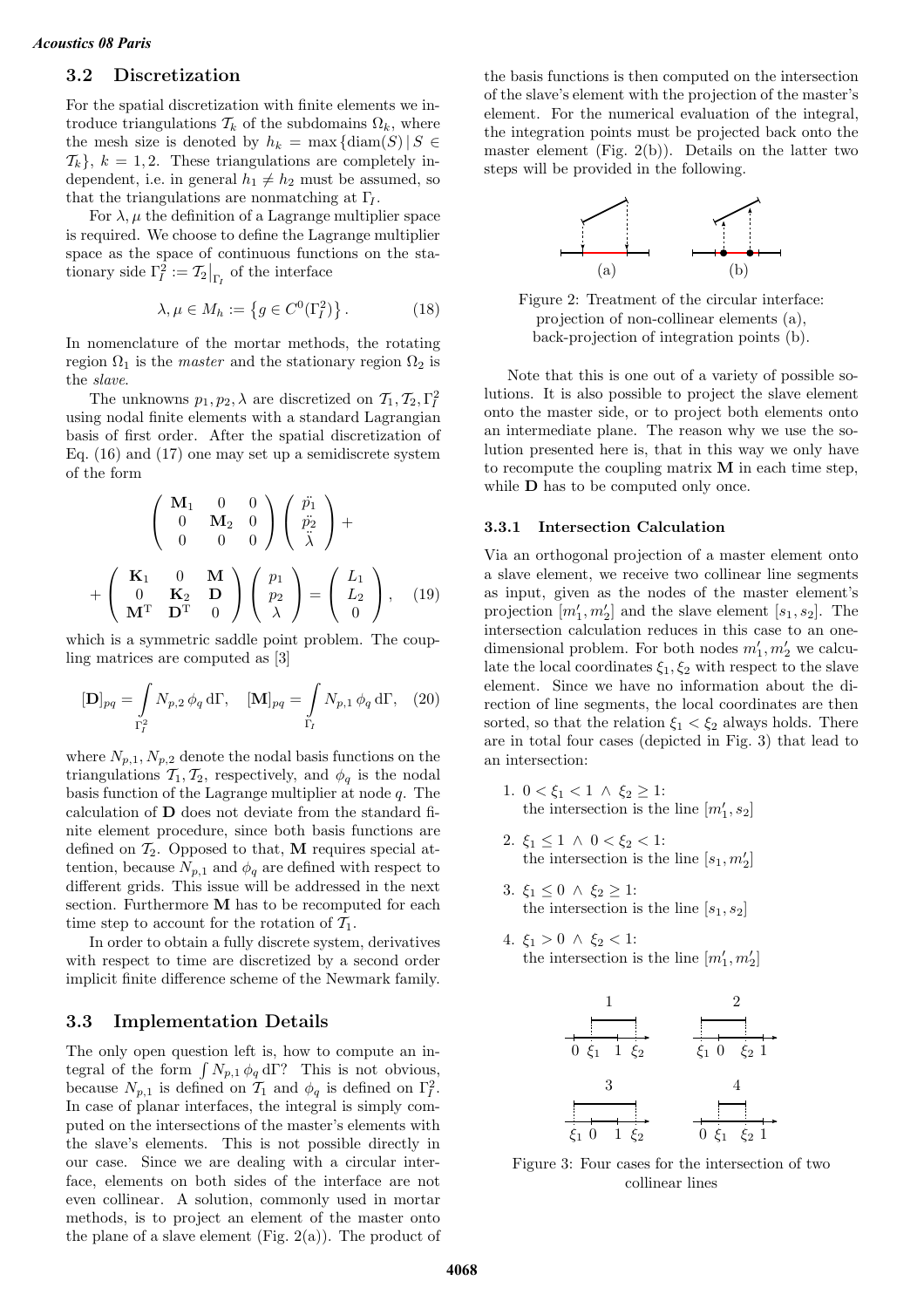## 3.2 Discretization

For the spatial discretization with finite elements we introduce triangulations $\mathcal{T}_k$ of the subdomains $\Omega_k$, where the mesh size is denoted by $h_k = \max\{\mathrm{diam}(S) \,|\, S \in \mathcal{T}_k\}$, $k = 1, 2$. These triangulations are completely independent, i.e. in general $h_1 \neq h_2$ must be assumed, so that the triangulations are nonmatching at $\Gamma_I$.

For $\lambda, \mu$ the definition of a Lagrange multiplier space is required. We choose to define the Lagrange multiplier space as the space of continuous functions on the stationary side $\Gamma_I^2 := \mathcal{T}_2\big|_{\Gamma_I}$ of the interface

$$\lambda, \mu \in M_h := \left\{ g \in C^0(\Gamma_I^2) \right\}. \tag{18}$$

In nomenclature of the mortar methods, the rotating region $\Omega_1$ is the *master* and the stationary region $\Omega_2$ is the *slave*.

The unknowns $p_1, p_2, \lambda$ are discretized on $\mathcal{T}_1, \mathcal{T}_2, \Gamma_I^2$ using nodal finite elements with a standard Lagrangian basis of first order. After the spatial discretization of Eq. (16) and (17) one may set up a semidiscrete system of the form

$$\begin{pmatrix} \mathbf{M}_1 & 0 & 0 \\ 0 & \mathbf{M}_2 & 0 \\ 0 & 0 & 0 \end{pmatrix} \begin{pmatrix} \ddot{p_1} \\ \ddot{p_2} \\ \ddot{\lambda} \end{pmatrix} +$$

$$+ \begin{pmatrix} \mathbf{K}_1 & 0 & \mathbf{M} \\ 0 & \mathbf{K}_2 & \mathbf{D} \\ \mathbf{M}^{\mathrm{T}} & \mathbf{D}^{\mathrm{T}} & 0 \end{pmatrix} \begin{pmatrix} p_1 \\ p_2 \\ \lambda \end{pmatrix} = \begin{pmatrix} L_1 \\ L_2 \\ 0 \end{pmatrix}, \tag{19}$$

which is a symmetric saddle point problem. The coupling matrices are computed as [3]

$$[\mathbf{D}]_{pq} = \int\limits_{\Gamma_I^2} N_{p,2}\, \phi_q \, \mathrm{d}\Gamma, \quad [\mathbf{M}]_{pq} = \int\limits_{\Gamma_I} N_{p,1}\, \phi_q \, \mathrm{d}\Gamma, \tag{20}$$

where $N_{p,1}, N_{p,2}$ denote the nodal basis functions on the triangulations $\mathcal{T}_1, \mathcal{T}_2$, respectively, and $\phi_q$ is the nodal basis function of the Lagrange multiplier at node $q$. The calculation of $\mathbf{D}$ does not deviate from the standard finite element procedure, since both basis functions are defined on $\mathcal{T}_2$. Opposed to that, $\mathbf{M}$ requires special attention, because $N_{p,1}$ and $\phi_q$ are defined with respect to different grids. This issue will be addressed in the next section. Furthermore $\mathbf{M}$ has to be recomputed for each time step to account for the rotation of $\mathcal{T}_1$.

In order to obtain a fully discrete system, derivatives with respect to time are discretized by a second order implicit finite difference scheme of the Newmark family.

## 3.3 Implementation Details

The only open question left is, how to compute an integral of the form $\int N_{p,1}\, \phi_q \, \mathrm{d}\Gamma$? This is not obvious, because $N_{p,1}$ is defined on $\mathcal{T}_1$ and $\phi_q$ is defined on $\Gamma_I^2$. In case of planar interfaces, the integral is simply computed on the intersections of the master's elements with the slave's elements. This is not possible directly in our case. Since we are dealing with a circular interface, elements on both sides of the interface are not even collinear. A solution, commonly used in mortar methods, is to project an element of the master onto the plane of a slave element (Fig. 2(a)). The product of the basis functions is then computed on the intersection of the slave's element with the projection of the master's element. For the numerical evaluation of the integral, the integration points must be projected back onto the master element (Fig. 2(b)). Details on the latter two steps will be provided in the following.

Figure 2: Treatment of the circular interface: projection of non-collinear elements (a), back-projection of integration points (b).

Note that this is one out of a variety of possible solutions. It is also possible to project the slave element onto the master side, or to project both elements onto an intermediate plane. The reason why we use the solution presented here is, that in this way we only have to recompute the coupling matrix $\mathbf{M}$ in each time step, while $\mathbf{D}$ has to be computed only once.

### 3.3.1 Intersection Calculation

Via an orthogonal projection of a master element onto a slave element, we receive two collinear line segments as input, given as the nodes of the master element's projection $[m_1', m_2']$ and the slave element $[s_1, s_2]$. The intersection calculation reduces in this case to an one-dimensional problem. For both nodes $m_1', m_2'$ we calculate the local coordinates $\xi_1, \xi_2$ with respect to the slave element. Since we have no information about the direction of line segments, the local coordinates are then sorted, so that the relation $\xi_1 < \xi_2$ always holds. There are in total four cases (depicted in Fig. 3) that lead to an intersection:

1. $0 < \xi_1 < 1 \ \wedge \ \xi_2 \geq 1$:
   the intersection is the line $[m_1', s_2]$
2. $\xi_1 \leq 1 \ \wedge \ 0 < \xi_2 < 1$:
   the intersection is the line $[s_1, m_2']$
3. $\xi_1 \leq 0 \ \wedge \ \xi_2 \geq 1$:
   the intersection is the line $[s_1, s_2]$
4. $\xi_1 > 0 \ \wedge \ \xi_2 < 1$:
   the intersection is the line $[m_1', m_2']$

Figure 3: Four cases for the intersection of two collinear lines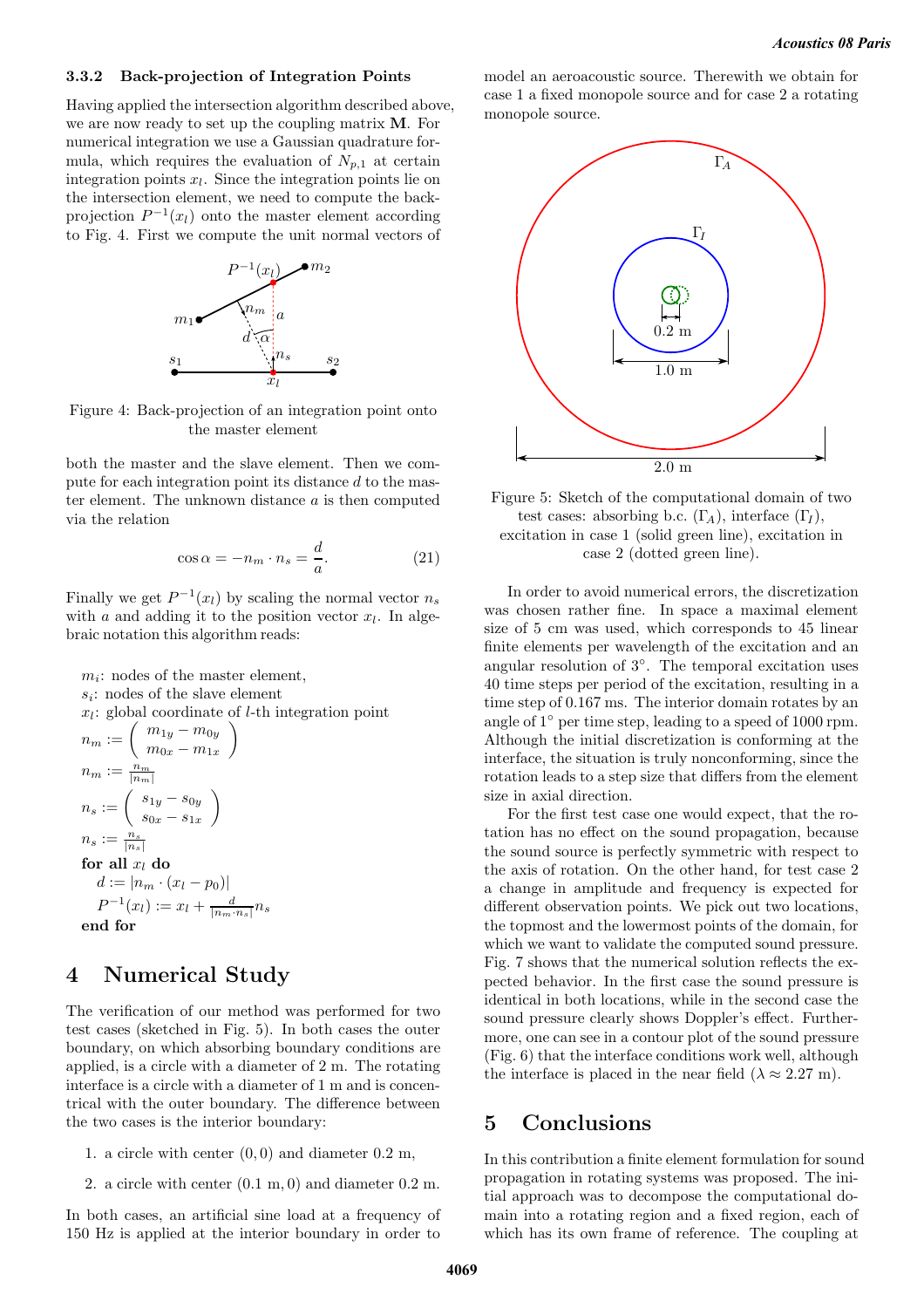#### 3.3.2 Back-projection of Integration Points

Having applied the intersection algorithm described above, we are now ready to set up the coupling matrix $\mathbf{M}$. For numerical integration we use a Gaussian quadrature formula, which requires the evaluation of $N_{p,1}$ at certain integration points $x_l$. Since the integration points lie on the intersection element, we need to compute the back-projection $P^{-1}(x_l)$ onto the master element according to Fig. 4. First we compute the unit normal vectors of both the master and the slave element. Then we compute for each integration point its distance $d$ to the master element. The unknown distance $a$ is then computed via the relation

Figure 4: Back-projection of an integration point onto the master element

$$\cos\alpha = -n_m \cdot n_s = \frac{d}{a}. \qquad (21)$$

Finally we get $P^{-1}(x_l)$ by scaling the normal vector $n_s$ with $a$ and adding it to the position vector $x_l$. In algebraic notation this algorithm reads:

$m_i$: nodes of the master element,
$s_i$: nodes of the slave element
$x_l$: global coordinate of $l$-th integration point
$n_m := \begin{pmatrix} m_{1y} - m_{0y} \\ m_{0x} - m_{1x} \end{pmatrix}$
$n_m := \frac{n_m}{|n_m|}$
$n_s := \begin{pmatrix} s_{1y} - s_{0y} \\ s_{0x} - s_{1x} \end{pmatrix}$
$n_s := \frac{n_s}{|n_s|}$
**for all** $x_l$ **do**
  $d := |n_m \cdot (x_l - p_0)|$
  $P^{-1}(x_l) := x_l + \frac{d}{|n_m \cdot n_s|} n_s$
**end for**

# 4 Numerical Study

The verification of our method was performed for two test cases (sketched in Fig. 5). In both cases the outer boundary, on which absorbing boundary conditions are applied, is a circle with a diameter of 2 m. The rotating interface is a circle with a diameter of 1 m and is concentrical with the outer boundary. The difference between the two cases is the interior boundary:

1. a circle with center $(0, 0)$ and diameter 0.2 m,
2. a circle with center $(0.1 \text{ m}, 0)$ and diameter 0.2 m.

In both cases, an artificial sine load at a frequency of 150 Hz is applied at the interior boundary in order to model an aeroacoustic source. Therewith we obtain for case 1 a fixed monopole source and for case 2 a rotating monopole source.

Figure 5: Sketch of the computational domain of two test cases: absorbing b.c. ($\Gamma_A$), interface ($\Gamma_I$), excitation in case 1 (solid green line), excitation in case 2 (dotted green line).

In order to avoid numerical errors, the discretization was chosen rather fine. In space a maximal element size of 5 cm was used, which corresponds to 45 linear finite elements per wavelength of the excitation and an angular resolution of 3°. The temporal excitation uses 40 time steps per period of the excitation, resulting in a time step of 0.167 ms. The interior domain rotates by an angle of 1° per time step, leading to a speed of 1000 rpm. Although the initial discretization is conforming at the interface, the situation is truly nonconforming, since the rotation leads to a step size that differs from the element size in axial direction.

For the first test case one would expect, that the rotation has no effect on the sound propagation, because the sound source is perfectly symmetric with respect to the axis of rotation. On the other hand, for test case 2 a change in amplitude and frequency is expected for different observation points. We pick out two locations, the topmost and the lowermost points of the domain, for which we want to validate the computed sound pressure. Fig. 7 shows that the numerical solution reflects the expected behavior. In the first case the sound pressure is identical in both locations, while in the second case the sound pressure clearly shows Doppler's effect. Furthermore, one can see in a contour plot of the sound pressure (Fig. 6) that the interface conditions work well, although the interface is placed in the near field ($\lambda \approx 2.27$ m).

# 5 Conclusions

In this contribution a finite element formulation for sound propagation in rotating systems was proposed. The initial approach was to decompose the computational domain into a rotating region and a fixed region, each of which has its own frame of reference. The coupling at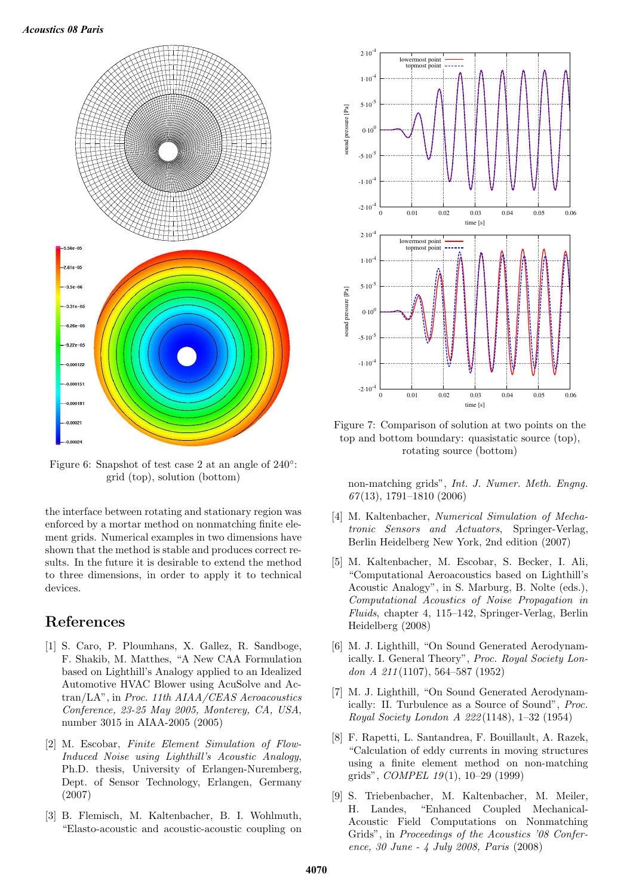5.56e-05
2.61e-05
-3.5e-06
-3.31e-05
-6.26e-05
-9.22e-05
-0.000122
-0.000151
-0.000181
-0.00021
-0.00024

Figure 6: Snapshot of test case 2 at an angle of 240°: grid (top), solution (bottom)

the interface between rotating and stationary region was enforced by a mortar method on nonmatching finite element grids. Numerical examples in two dimensions have shown that the method is stable and produces correct results. In the future it is desirable to extend the method to three dimensions, in order to apply it to technical devices.

lowermost point
topmost point
sound pressure [Pa]
time [s]

lowermost point
topmost point
sound pressure [Pa]
time [s]

Figure 7: Comparison of solution at two points on the top and bottom boundary: quasistatic source (top), rotating source (bottom)

## References

[1] S. Caro, P. Ploumhans, X. Gallez, R. Sandboge, F. Shakib, M. Matthes, "A New CAA Formulation based on Lighthill's Analogy applied to an Idealized Automotive HVAC Blower using AcuSolve and Actran/LA", in *Proc. 11th AIAA/CEAS Aeroacoustics Conference, 23-25 May 2005, Monterey, CA, USA*, number 3015 in AIAA-2005 (2005)

[2] M. Escobar, *Finite Element Simulation of Flow-Induced Noise using Lighthill's Acoustic Analogy*, Ph.D. thesis, University of Erlangen-Nuremberg, Dept. of Sensor Technology, Erlangen, Germany (2007)

[3] B. Flemisch, M. Kaltenbacher, B. I. Wohlmuth, "Elasto-acoustic and acoustic-acoustic coupling on non-matching grids", *Int. J. Numer. Meth. Engng.* *67*(13), 1791–1810 (2006)

[4] M. Kaltenbacher, *Numerical Simulation of Mechatronic Sensors and Actuators*, Springer-Verlag, Berlin Heidelberg New York, 2nd edition (2007)

[5] M. Kaltenbacher, M. Escobar, S. Becker, I. Ali, "Computational Aeroacoustics based on Lighthill's Acoustic Analogy", in S. Marburg, B. Nolte (eds.), *Computational Acoustics of Noise Propagation in Fluids*, chapter 4, 115–142, Springer-Verlag, Berlin Heidelberg (2008)

[6] M. J. Lighthill, "On Sound Generated Aerodynamically. I. General Theory", *Proc. Royal Society London A* *211*(1107), 564–587 (1952)

[7] M. J. Lighthill, "On Sound Generated Aerodynamically: II. Turbulence as a Source of Sound", *Proc. Royal Society London A* *222*(1148), 1–32 (1954)

[8] F. Rapetti, L. Santandrea, F. Bouillault, A. Razek, "Calculation of eddy currents in moving structures using a finite element method on non-matching grids", *COMPEL* *19*(1), 10–29 (1999)

[9] S. Triebenbacher, M. Kaltenbacher, M. Meiler, H. Landes, "Enhanced Coupled Mechanical-Acoustic Field Computations on Nonmatching Grids", in *Proceedings of the Acoustics '08 Conference, 30 June - 4 July 2008, Paris* (2008)